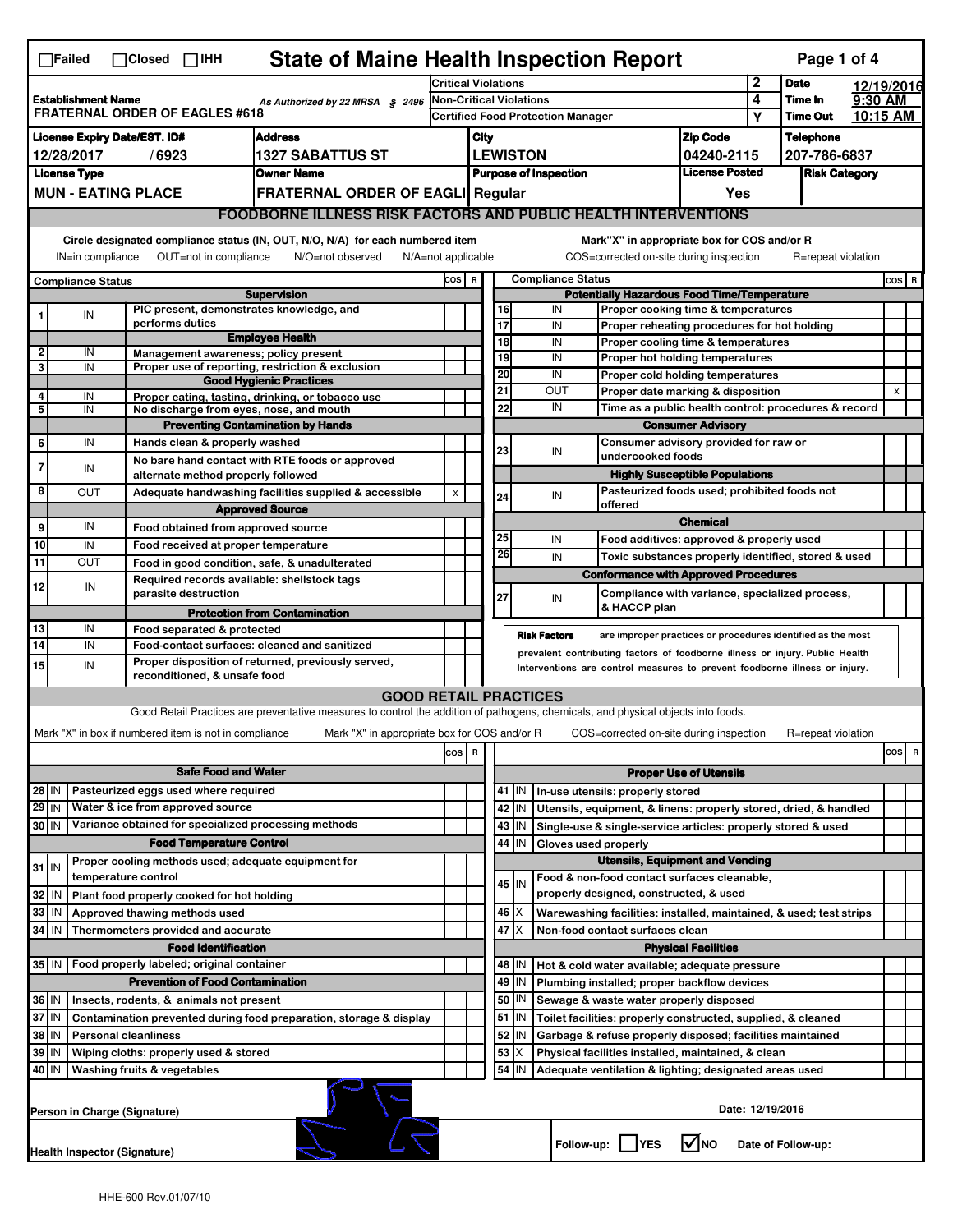☐Failed ☐Closed ☐IHH

# State of Maine Health Inspection Report

Page 1 of 4

| | | | |
|---|---|---|---|
| **Establishment Name** FRATERNAL ORDER OF EAGLES #618 | As Authorized by 22 MRSA § 2496 | Critical Violations: 2 | Date: 12/19/2016 |
| | | Non-Critical Violations: 4 | Time In: 9:30 AM |
| | | Certified Food Protection Manager: Y | Time Out: 10:15 AM |

| License Expiry Date/EST. ID# | Address | City | Zip Code | Telephone |
|---|---|---|---|---|
| 12/28/2017 / 6923 | 1327 SABATTUS ST | LEWISTON | 04240-2115 | 207-786-6837 |

| License Type | Owner Name | Purpose of Inspection | License Posted | Risk Category |
|---|---|---|---|---|
| MUN - EATING PLACE | FRATERNAL ORDER OF EAGLI | Regular | Yes | |

## FOODBORNE ILLNESS RISK FACTORS AND PUBLIC HEALTH INTERVENTIONS

Circle designated compliance status (IN, OUT, N/O, N/A) for each numbered item
IN=in compliance OUT=not in compliance N/O=not observed N/A=not applicable

Mark "X" in appropriate box for COS and/or R
COS=corrected on-site during inspection R=repeat violation

| # | Compliance Status | Item | COS | R |
|---|---|---|---|---|
| | | **Supervision** | | |
| 1 | IN | PIC present, demonstrates knowledge, and performs duties | | |
| | | **Employee Health** | | |
| 2 | IN | Management awareness; policy present | | |
| 3 | IN | Proper use of reporting, restriction & exclusion | | |
| | | **Good Hygienic Practices** | | |
| 4 | IN | Proper eating, tasting, drinking, or tobacco use | | |
| 5 | IN | No discharge from eyes, nose, and mouth | | |
| | | **Preventing Contamination by Hands** | | |
| 6 | IN | Hands clean & properly washed | | |
| 7 | IN | No bare hand contact with RTE foods or approved alternate method properly followed | | |
| 8 | OUT | Adequate handwashing facilities supplied & accessible | X | |
| | | **Approved Source** | | |
| 9 | IN | Food obtained from approved source | | |
| 10 | IN | Food received at proper temperature | | |
| 11 | OUT | Food in good condition, safe, & unadulterated | | |
| 12 | IN | Required records available: shellstock tags parasite destruction | | |
| | | **Protection from Contamination** | | |
| 13 | IN | Food separated & protected | | |
| 14 | IN | Food-contact surfaces: cleaned and sanitized | | |
| 15 | IN | Proper disposition of returned, previously served, reconditioned, & unsafe food | | |
| | | **Potentially Hazardous Food Time/Temperature** | | |
| 16 | IN | Proper cooking time & temperatures | | |
| 17 | IN | Proper reheating procedures for hot holding | | |
| 18 | IN | Proper cooling time & temperatures | | |
| 19 | IN | Proper hot holding temperatures | | |
| 20 | IN | Proper cold holding temperatures | | |
| 21 | OUT | Proper date marking & disposition | | X |
| 22 | IN | Time as a public health control: procedures & record | | |
| | | **Consumer Advisory** | | |
| 23 | IN | Consumer advisory provided for raw or undercooked foods | | |
| | | **Highly Susceptible Populations** | | |
| 24 | IN | Pasteurized foods used; prohibited foods not offered | | |
| | | **Chemical** | | |
| 25 | IN | Food additives: approved & properly used | | |
| 26 | IN | Toxic substances properly identified, stored & used | | |
| | | **Conformance with Approved Procedures** | | |
| 27 | IN | Compliance with variance, specialized process, & HACCP plan | | |

**Risk Factors** are improper practices or procedures identified as the most prevalent contributing factors of foodborne illness or injury. Public Health Interventions are control measures to prevent foodborne illness or injury.

## GOOD RETAIL PRACTICES

Good Retail Practices are preventative measures to control the addition of pathogens, chemicals, and physical objects into foods.

Mark "X" in box if numbered item is not in compliance Mark "X" in appropriate box for COS and/or R COS=corrected on-site during inspection R=repeat violation

| # | Status | Item | COS | R |
|---|---|---|---|---|
| | | **Safe Food and Water** | | |
| 28 | IN | Pasteurized eggs used where required | | |
| 29 | IN | Water & ice from approved source | | |
| 30 | IN | Variance obtained for specialized processing methods | | |
| | | **Food Temperature Control** | | |
| 31 | IN | Proper cooling methods used; adequate equipment for temperature control | | |
| 32 | IN | Plant food properly cooked for hot holding | | |
| 33 | IN | Approved thawing methods used | | |
| 34 | IN | Thermometers provided and accurate | | |
| | | **Food Identification** | | |
| 35 | IN | Food properly labeled; original container | | |
| | | **Prevention of Food Contamination** | | |
| 36 | IN | Insects, rodents, & animals not present | | |
| 37 | IN | Contamination prevented during food preparation, storage & display | | |
| 38 | IN | Personal cleanliness | | |
| 39 | IN | Wiping cloths: properly used & stored | | |
| 40 | IN | Washing fruits & vegetables | | |
| | | **Proper Use of Utensils** | | |
| 41 | IN | In-use utensils: properly stored | | |
| 42 | IN | Utensils, equipment, & linens: properly stored, dried, & handled | | |
| 43 | IN | Single-use & single-service articles: properly stored & used | | |
| 44 | IN | Gloves used properly | | |
| | | **Utensils, Equipment and Vending** | | |
| 45 | IN | Food & non-food contact surfaces cleanable, properly designed, constructed, & used | | |
| 46 | X | Warewashing facilities: installed, maintained, & used; test strips | | |
| 47 | X | Non-food contact surfaces clean | | |
| | | **Physical Facilities** | | |
| 48 | IN | Hot & cold water available; adequate pressure | | |
| 49 | IN | Plumbing installed; proper backflow devices | | |
| 50 | IN | Sewage & waste water properly disposed | | |
| 51 | IN | Toilet facilities: properly constructed, supplied, & cleaned | | |
| 52 | IN | Garbage & refuse properly disposed; facilities maintained | | |
| 53 | X | Physical facilities installed, maintained, & clean | | |
| 54 | IN | Adequate ventilation & lighting; designated areas used | | |

Person in Charge (Signature)

Date: 12/19/2016

Health Inspector (Signature)

Follow-up: ☐ YES ☑ NO Date of Follow-up:

HHE-600 Rev.01/07/10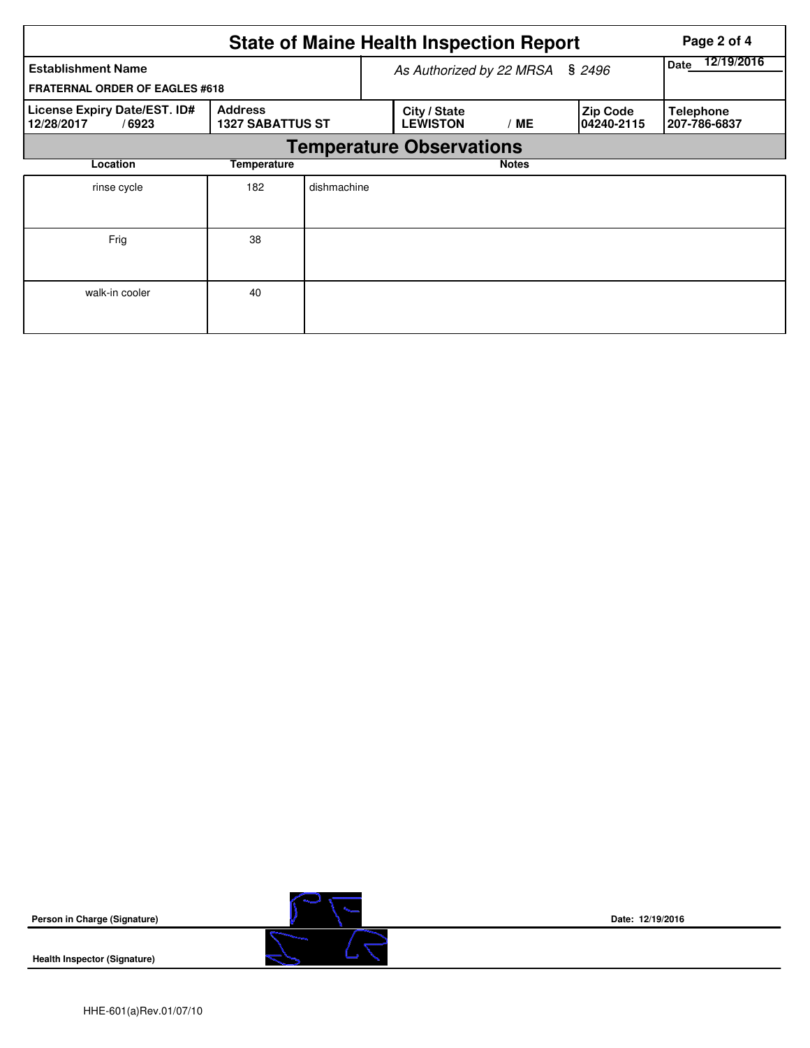# State of Maine Health Inspection Report

| Establishment Name | As Authorized by 22 MRSA § 2496 | | | Date 12/19/2016 |
|---|---|---|---|---|
| FRATERNAL ORDER OF EAGLES #618 | | | | |
| **License Expiry Date/EST. ID#** 12/28/2017 / 6923 | **Address** 1327 SABATTUS ST | **City / State** LEWISTON / ME | **Zip Code** 04240-2115 | **Telephone** 207-786-6837 |

## Temperature Observations

| Location | Temperature | Notes |
|---|---|---|
| rinse cycle | 182 | dishmachine |
| Frig | 38 | |
| walk-in cooler | 40 | |

**Person in Charge (Signature)** Date: 12/19/2016

**Health Inspector (Signature)**

HHE-601(a)Rev.01/07/10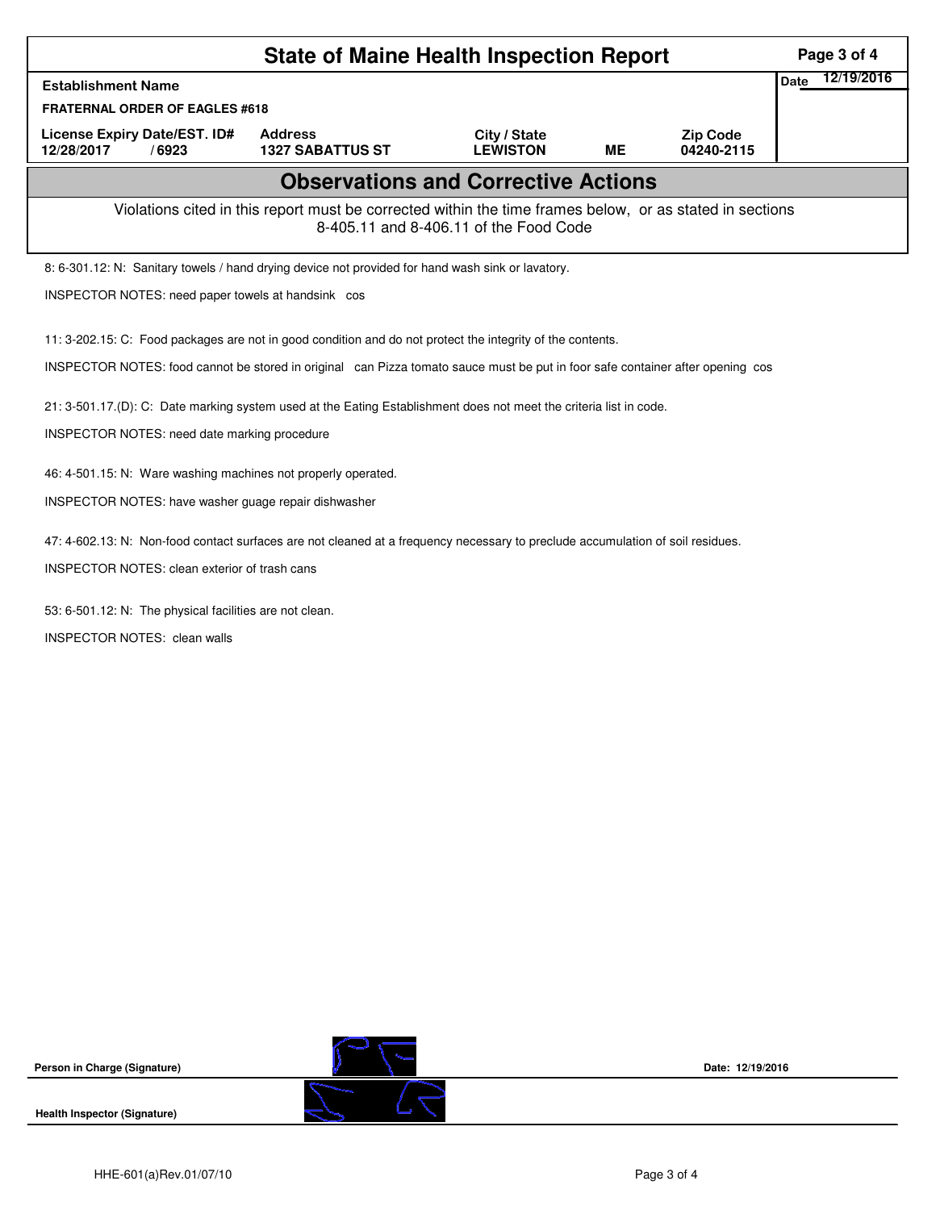# State of Maine Health Inspection Report

| Establishment Name | | | | | Date 12/19/2016 |
|---|---|---|---|---|---|
| FRATERNAL ORDER OF EAGLES #618 | | | | | |
| License Expiry Date/EST. ID# | Address | City / State | | Zip Code | |
| 12/28/2017 / 6923 | 1327 SABATTUS ST | LEWISTON | ME | 04240-2115 | |

## Observations and Corrective Actions

Violations cited in this report must be corrected within the time frames below, or as stated in sections 8-405.11 and 8-406.11 of the Food Code

8: 6-301.12: N: Sanitary towels / hand drying device not provided for hand wash sink or lavatory.

INSPECTOR NOTES: need paper towels at handsink cos

11: 3-202.15: C: Food packages are not in good condition and do not protect the integrity of the contents.

INSPECTOR NOTES: food cannot be stored in original can Pizza tomato sauce must be put in foor safe container after opening cos

21: 3-501.17.(D): C: Date marking system used at the Eating Establishment does not meet the criteria list in code.

INSPECTOR NOTES: need date marking procedure

46: 4-501.15: N: Ware washing machines not properly operated.

INSPECTOR NOTES: have washer guage repair dishwasher

47: 4-602.13: N: Non-food contact surfaces are not cleaned at a frequency necessary to preclude accumulation of soil residues.

INSPECTOR NOTES: clean exterior of trash cans

53: 6-501.12: N: The physical facilities are not clean.

INSPECTOR NOTES: clean walls

**Person in Charge (Signature)** **Date: 12/19/2016**

**Health Inspector (Signature)**

HHE-601(a)Rev.01/07/10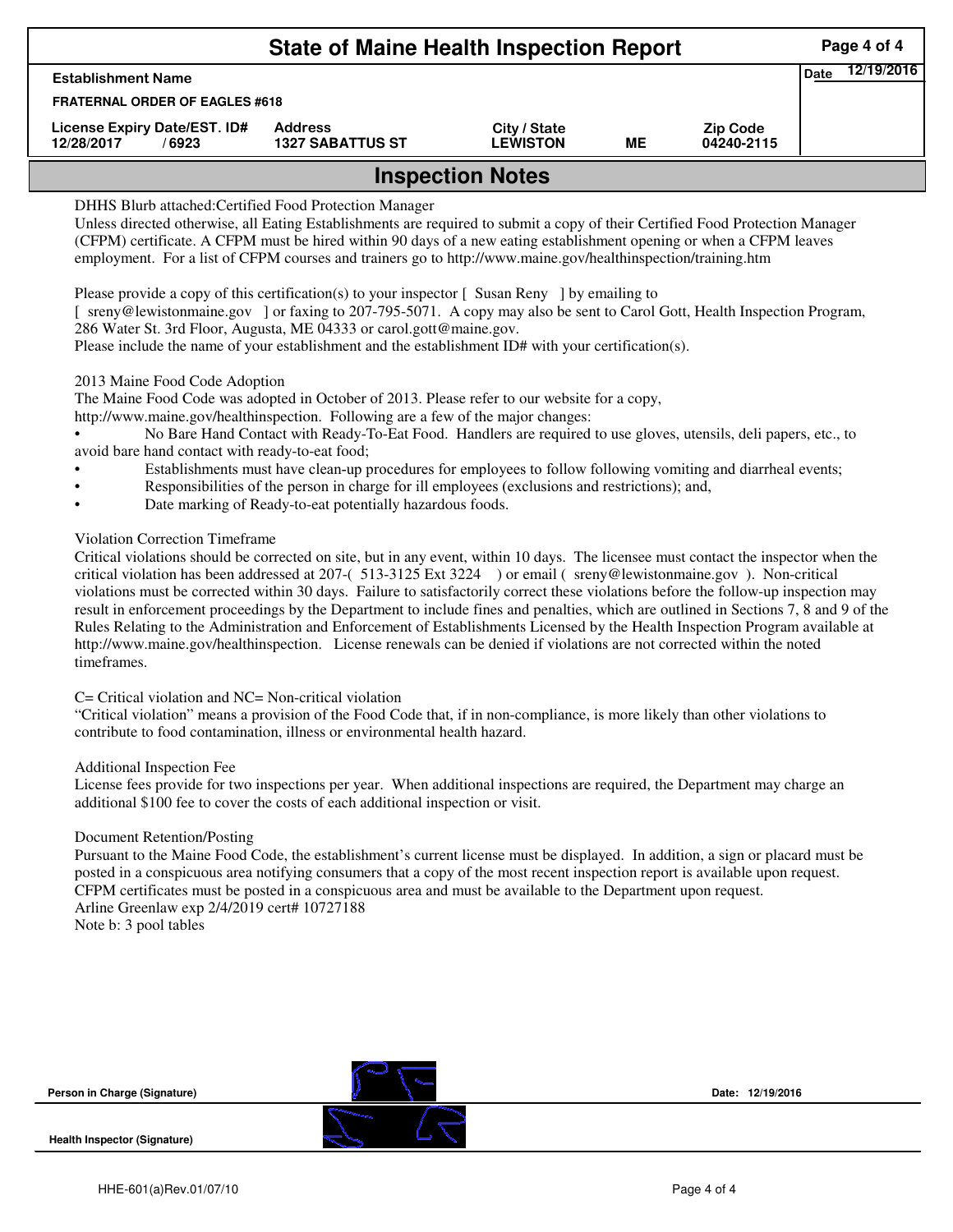# State of Maine Health Inspection Report

| Establishment Name | | | | | Date 12/19/2016 |
|---|---|---|---|---|---|
| FRATERNAL ORDER OF EAGLES #618 | | | | | |
| License Expiry Date/EST. ID# | Address | City / State | | Zip Code | |
| 12/28/2017 / 6923 | 1327 SABATTUS ST | LEWISTON | ME | 04240-2115 | |

## Inspection Notes

DHHS Blurb attached:Certified Food Protection Manager

Unless directed otherwise, all Eating Establishments are required to submit a copy of their Certified Food Protection Manager (CFPM) certificate. A CFPM must be hired within 90 days of a new eating establishment opening or when a CFPM leaves employment. For a list of CFPM courses and trainers go to http://www.maine.gov/healthinspection/training.htm

Please provide a copy of this certification(s) to your inspector [ Susan Reny ] by emailing to [ sreny@lewistonmaine.gov ] or faxing to 207-795-5071. A copy may also be sent to Carol Gott, Health Inspection Program, 286 Water St. 3rd Floor, Augusta, ME 04333 or carol.gott@maine.gov.

Please include the name of your establishment and the establishment ID# with your certification(s).

2013 Maine Food Code Adoption

The Maine Food Code was adopted in October of 2013. Please refer to our website for a copy, http://www.maine.gov/healthinspection. Following are a few of the major changes:

- No Bare Hand Contact with Ready-To-Eat Food. Handlers are required to use gloves, utensils, deli papers, etc., to avoid bare hand contact with ready-to-eat food;
- Establishments must have clean-up procedures for employees to follow following vomiting and diarrheal events;
- Responsibilities of the person in charge for ill employees (exclusions and restrictions); and,
- Date marking of Ready-to-eat potentially hazardous foods.

Violation Correction Timeframe

Critical violations should be corrected on site, but in any event, within 10 days. The licensee must contact the inspector when the critical violation has been addressed at 207-( 513-3125 Ext 3224 ) or email ( sreny@lewistonmaine.gov ). Non-critical violations must be corrected within 30 days. Failure to satisfactorily correct these violations before the follow-up inspection may result in enforcement proceedings by the Department to include fines and penalties, which are outlined in Sections 7, 8 and 9 of the Rules Relating to the Administration and Enforcement of Establishments Licensed by the Health Inspection Program available at http://www.maine.gov/healthinspection. License renewals can be denied if violations are not corrected within the noted timeframes.

C= Critical violation and NC= Non-critical violation

"Critical violation" means a provision of the Food Code that, if in non-compliance, is more likely than other violations to contribute to food contamination, illness or environmental health hazard.

Additional Inspection Fee

License fees provide for two inspections per year. When additional inspections are required, the Department may charge an additional $100 fee to cover the costs of each additional inspection or visit.

Document Retention/Posting

Pursuant to the Maine Food Code, the establishment's current license must be displayed. In addition, a sign or placard must be posted in a conspicuous area notifying consumers that a copy of the most recent inspection report is available upon request. CFPM certificates must be posted in a conspicuous area and must be available to the Department upon request.

Arline Greenlaw exp 2/4/2019 cert# 10727188

Note b: 3 pool tables

Person in Charge (Signature) Date: 12/19/2016

Health Inspector (Signature)

HHE-601(a)Rev.01/07/10